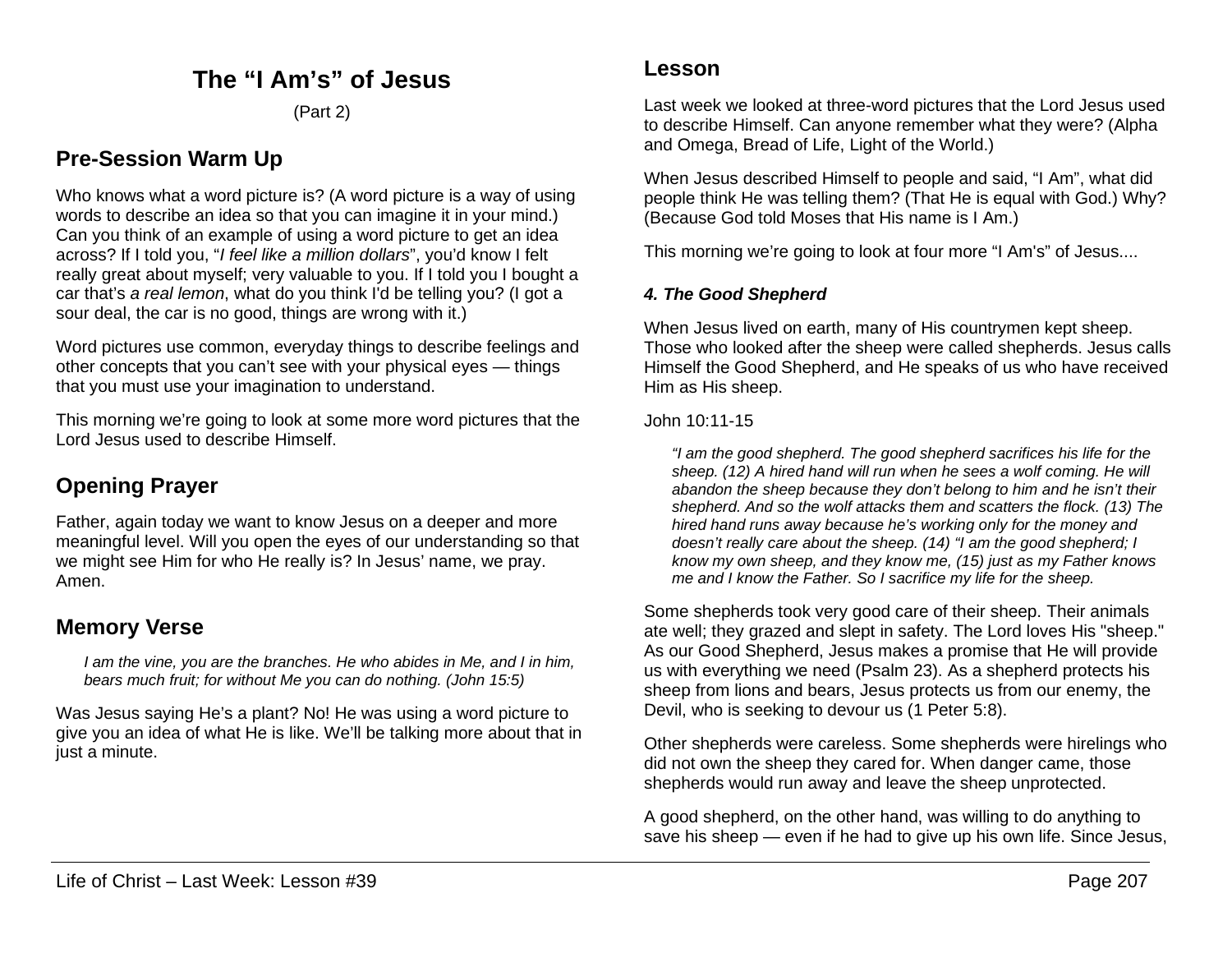# The "I Am's" of Jesus

(Part 2)

## Pre-Session Warm Up

Who knows what a word picture is? (A word picture is a way of using words to describe an idea so that you can imagine it in your mind.) Can you think of an example of using a word picture to get an idea across? If I told you, "*I feel like a million dollars*", you'd know I felt really great about myself; very valuable to you. If I told you I bought a car that's *a real lemon*, what do you think I'd be telling you? (I got a sour deal, the car is no good, things are wrong with it.)

Word pictures use common, everyday things to describe feelings and other concepts that you can't see with your physical eyes — things that you must use your imagination to understand.

This morning we're going to look at some more word pictures that the Lord Jesus used to describe Himself.

## Opening Prayer

Father, again today we want to know Jesus on a deeper and more meaningful level. Will you open the eyes of our understanding so that we might see Him for who He really is? In Jesus' name, we pray. Amen.

## Memory Verse

> *I am the vine, you are the branches. He who abides in Me, and I in him, bears much fruit; for without Me you can do nothing. (John 15:5)*

Was Jesus saying He's a plant? No! He was using a word picture to give you an idea of what He is like. We'll be talking more about that in just a minute.

## Lesson

Last week we looked at three-word pictures that the Lord Jesus used to describe Himself. Can anyone remember what they were? (Alpha and Omega, Bread of Life, Light of the World.)

When Jesus described Himself to people and said, "I Am", what did people think He was telling them? (That He is equal with God.) Why? (Because God told Moses that His name is I Am.)

This morning we're going to look at four more "I Am's" of Jesus....

### *4. The Good Shepherd*

When Jesus lived on earth, many of His countrymen kept sheep. Those who looked after the sheep were called shepherds. Jesus calls Himself the Good Shepherd, and He speaks of us who have received Him as His sheep.

John 10:11-15

> *"I am the good shepherd. The good shepherd sacrifices his life for the sheep. (12) A hired hand will run when he sees a wolf coming. He will abandon the sheep because they don't belong to him and he isn't their shepherd. And so the wolf attacks them and scatters the flock. (13) The hired hand runs away because he's working only for the money and doesn't really care about the sheep. (14) "I am the good shepherd; I know my own sheep, and they know me, (15) just as my Father knows me and I know the Father. So I sacrifice my life for the sheep.*

Some shepherds took very good care of their sheep. Their animals ate well; they grazed and slept in safety. The Lord loves His "sheep." As our Good Shepherd, Jesus makes a promise that He will provide us with everything we need (Psalm 23). As a shepherd protects his sheep from lions and bears, Jesus protects us from our enemy, the Devil, who is seeking to devour us (1 Peter 5:8).

Other shepherds were careless. Some shepherds were hirelings who did not own the sheep they cared for. When danger came, those shepherds would run away and leave the sheep unprotected.

A good shepherd, on the other hand, was willing to do anything to save his sheep — even if he had to give up his own life. Since Jesus,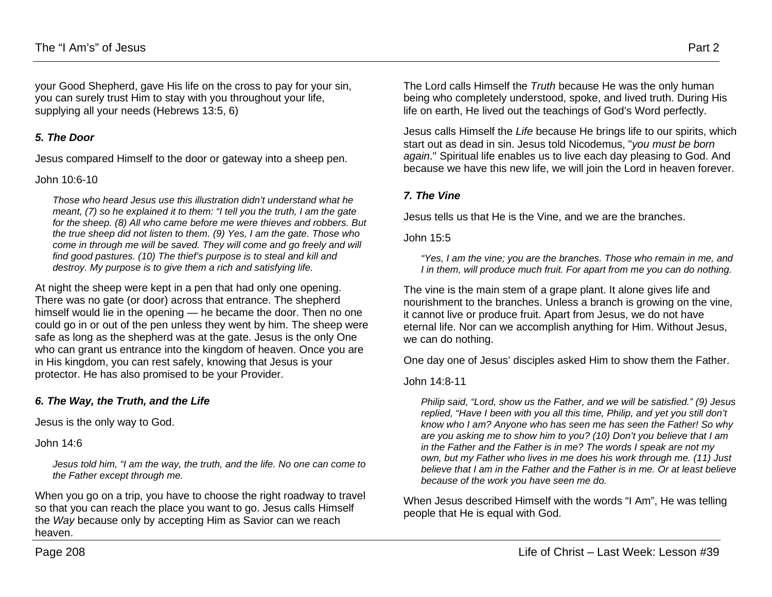your Good Shepherd, gave His life on the cross to pay for your sin, you can surely trust Him to stay with you throughout your life, supplying all your needs (Hebrews 13:5, 6)

### *5. The Door*

Jesus compared Himself to the door or gateway into a sheep pen.

John 10:6-10

> *Those who heard Jesus use this illustration didn't understand what he meant, (7) so he explained it to them: "I tell you the truth, I am the gate for the sheep. (8) All who came before me were thieves and robbers. But the true sheep did not listen to them. (9) Yes, I am the gate. Those who come in through me will be saved. They will come and go freely and will find good pastures. (10) The thief's purpose is to steal and kill and destroy. My purpose is to give them a rich and satisfying life.*

At night the sheep were kept in a pen that had only one opening. There was no gate (or door) across that entrance. The shepherd himself would lie in the opening — he became the door. Then no one could go in or out of the pen unless they went by him. The sheep were safe as long as the shepherd was at the gate. Jesus is the only One who can grant us entrance into the kingdom of heaven. Once you are in His kingdom, you can rest safely, knowing that Jesus is your protector. He has also promised to be your Provider.

### *6. The Way, the Truth, and the Life*

Jesus is the only way to God.

John 14:6

> *Jesus told him, "I am the way, the truth, and the life. No one can come to the Father except through me.*

When you go on a trip, you have to choose the right roadway to travel so that you can reach the place you want to go. Jesus calls Himself the *Way* because only by accepting Him as Savior can we reach heaven.

The Lord calls Himself the *Truth* because He was the only human being who completely understood, spoke, and lived truth. During His life on earth, He lived out the teachings of God's Word perfectly.

Jesus calls Himself the *Life* because He brings life to our spirits, which start out as dead in sin. Jesus told Nicodemus, "*you must be born again*." Spiritual life enables us to live each day pleasing to God. And because we have this new life, we will join the Lord in heaven forever.

### *7. The Vine*

Jesus tells us that He is the Vine, and we are the branches.

John 15:5

> *"Yes, I am the vine; you are the branches. Those who remain in me, and I in them, will produce much fruit. For apart from me you can do nothing.*

The vine is the main stem of a grape plant. It alone gives life and nourishment to the branches. Unless a branch is growing on the vine, it cannot live or produce fruit. Apart from Jesus, we do not have eternal life. Nor can we accomplish anything for Him. Without Jesus, we can do nothing.

One day one of Jesus' disciples asked Him to show them the Father.

John 14:8-11

> *Philip said, "Lord, show us the Father, and we will be satisfied." (9) Jesus replied, "Have I been with you all this time, Philip, and yet you still don't know who I am? Anyone who has seen me has seen the Father! So why are you asking me to show him to you? (10) Don't you believe that I am in the Father and the Father is in me? The words I speak are not my own, but my Father who lives in me does his work through me. (11) Just believe that I am in the Father and the Father is in me. Or at least believe because of the work you have seen me do.*

When Jesus described Himself with the words "I Am", He was telling people that He is equal with God.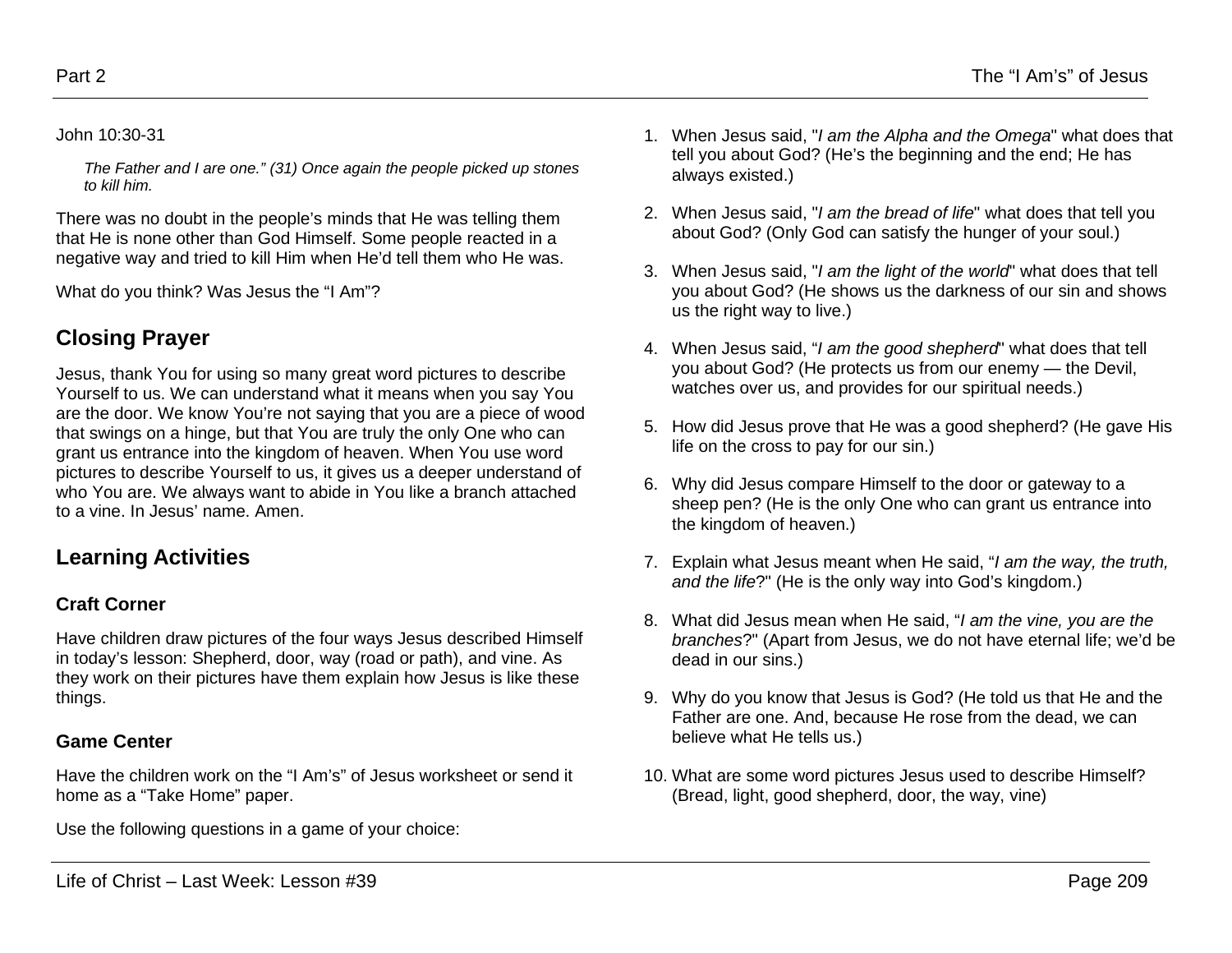John 10:30-31

> *The Father and I are one." (31) Once again the people picked up stones to kill him.*

There was no doubt in the people's minds that He was telling them that He is none other than God Himself. Some people reacted in a negative way and tried to kill Him when He'd tell them who He was.

What do you think? Was Jesus the "I Am"?

## Closing Prayer

Jesus, thank You for using so many great word pictures to describe Yourself to us. We can understand what it means when you say You are the door. We know You're not saying that you are a piece of wood that swings on a hinge, but that You are truly the only One who can grant us entrance into the kingdom of heaven. When You use word pictures to describe Yourself to us, it gives us a deeper understand of who You are. We always want to abide in You like a branch attached to a vine. In Jesus' name. Amen.

## Learning Activities

### Craft Corner

Have children draw pictures of the four ways Jesus described Himself in today's lesson: Shepherd, door, way (road or path), and vine. As they work on their pictures have them explain how Jesus is like these things.

### Game Center

Have the children work on the "I Am's" of Jesus worksheet or send it home as a "Take Home" paper.

Use the following questions in a game of your choice:

1. When Jesus said, "*I am the Alpha and the Omega*" what does that tell you about God? (He's the beginning and the end; He has always existed.)
2. When Jesus said, "*I am the bread of life*" what does that tell you about God? (Only God can satisfy the hunger of your soul.)
3. When Jesus said, "*I am the light of the world*" what does that tell you about God? (He shows us the darkness of our sin and shows us the right way to live.)
4. When Jesus said, "*I am the good shepherd*" what does that tell you about God? (He protects us from our enemy — the Devil, watches over us, and provides for our spiritual needs.)
5. How did Jesus prove that He was a good shepherd? (He gave His life on the cross to pay for our sin.)
6. Why did Jesus compare Himself to the door or gateway to a sheep pen? (He is the only One who can grant us entrance into the kingdom of heaven.)
7. Explain what Jesus meant when He said, "*I am the way, the truth, and the life*?" (He is the only way into God's kingdom.)
8. What did Jesus mean when He said, "*I am the vine, you are the branches*?" (Apart from Jesus, we do not have eternal life; we'd be dead in our sins.)
9. Why do you know that Jesus is God? (He told us that He and the Father are one. And, because He rose from the dead, we can believe what He tells us.)
10. What are some word pictures Jesus used to describe Himself? (Bread, light, good shepherd, door, the way, vine)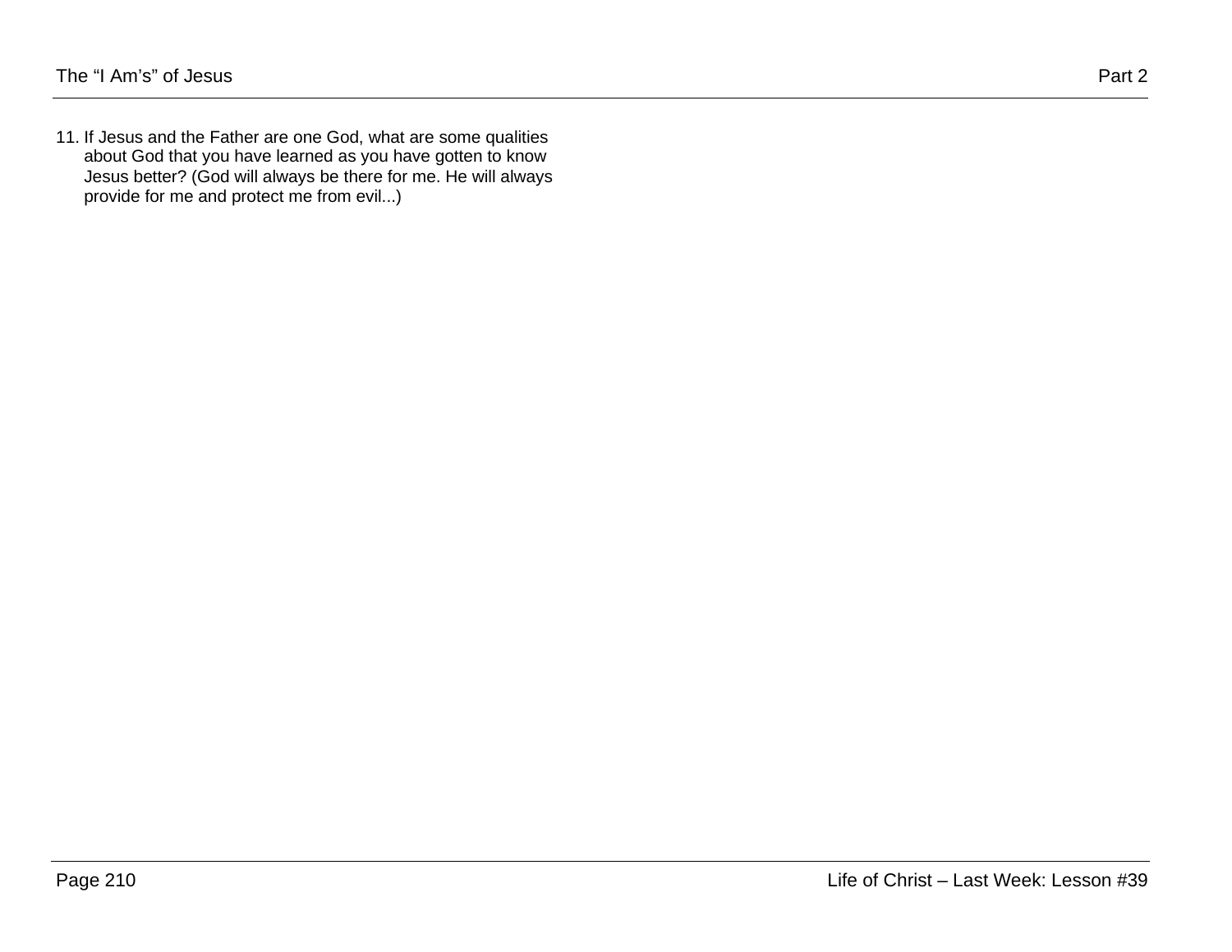11. If Jesus and the Father are one God, what are some qualities about God that you have learned as you have gotten to know Jesus better? (God will always be there for me. He will always provide for me and protect me from evil...)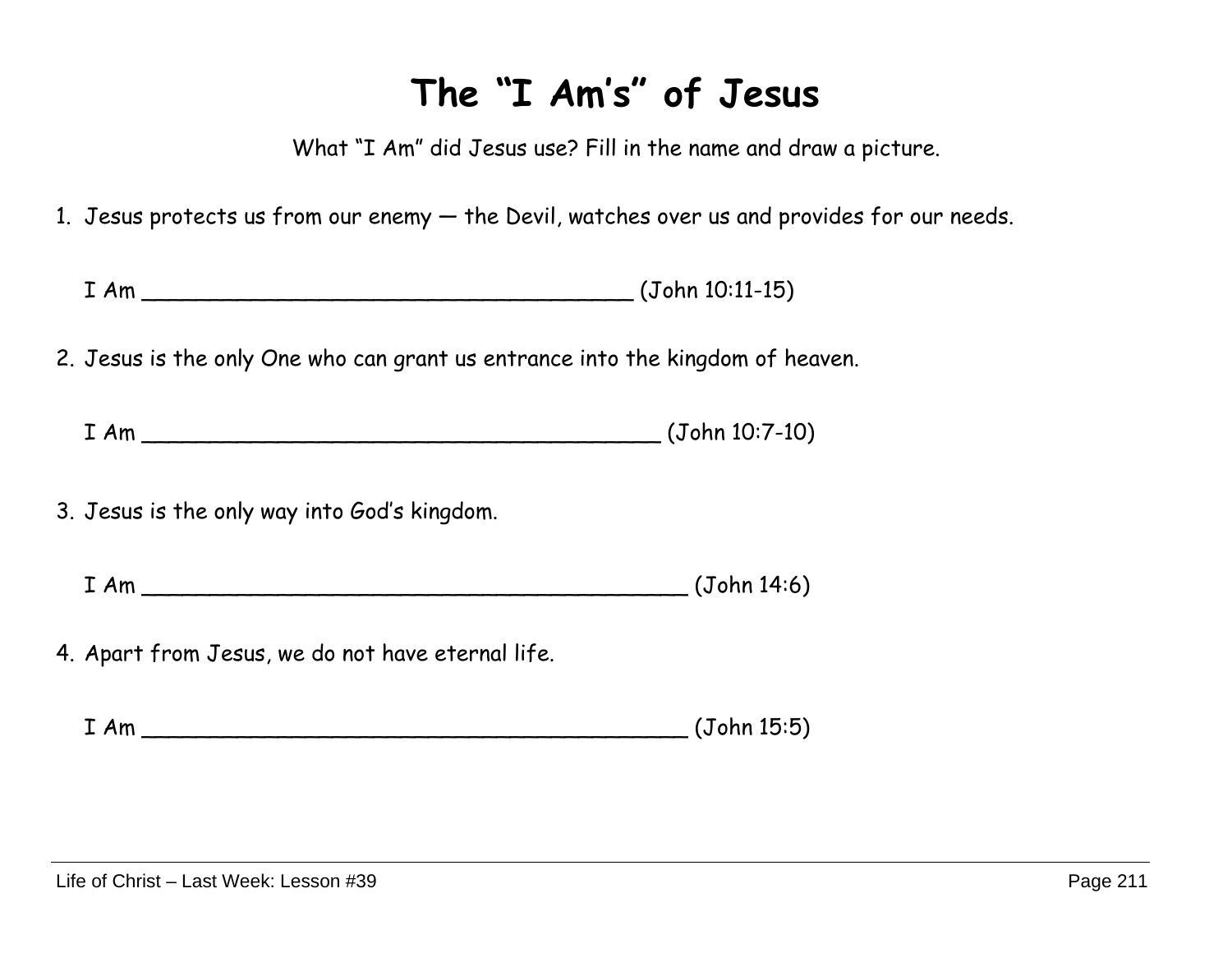# The "I Am's" of Jesus

What "I Am" did Jesus use? Fill in the name and draw a picture.

1. Jesus protects us from our enemy — the Devil, watches over us and provides for our needs.

   I Am ______________________________________ (John 10:11-15)

2. Jesus is the only One who can grant us entrance into the kingdom of heaven.

   I Am ________________________________________ (John 10:7-10)

3. Jesus is the only way into God's kingdom.

   I Am __________________________________________ (John 14:6)

4. Apart from Jesus, we do not have eternal life.

   I Am __________________________________________ (John 15:5)